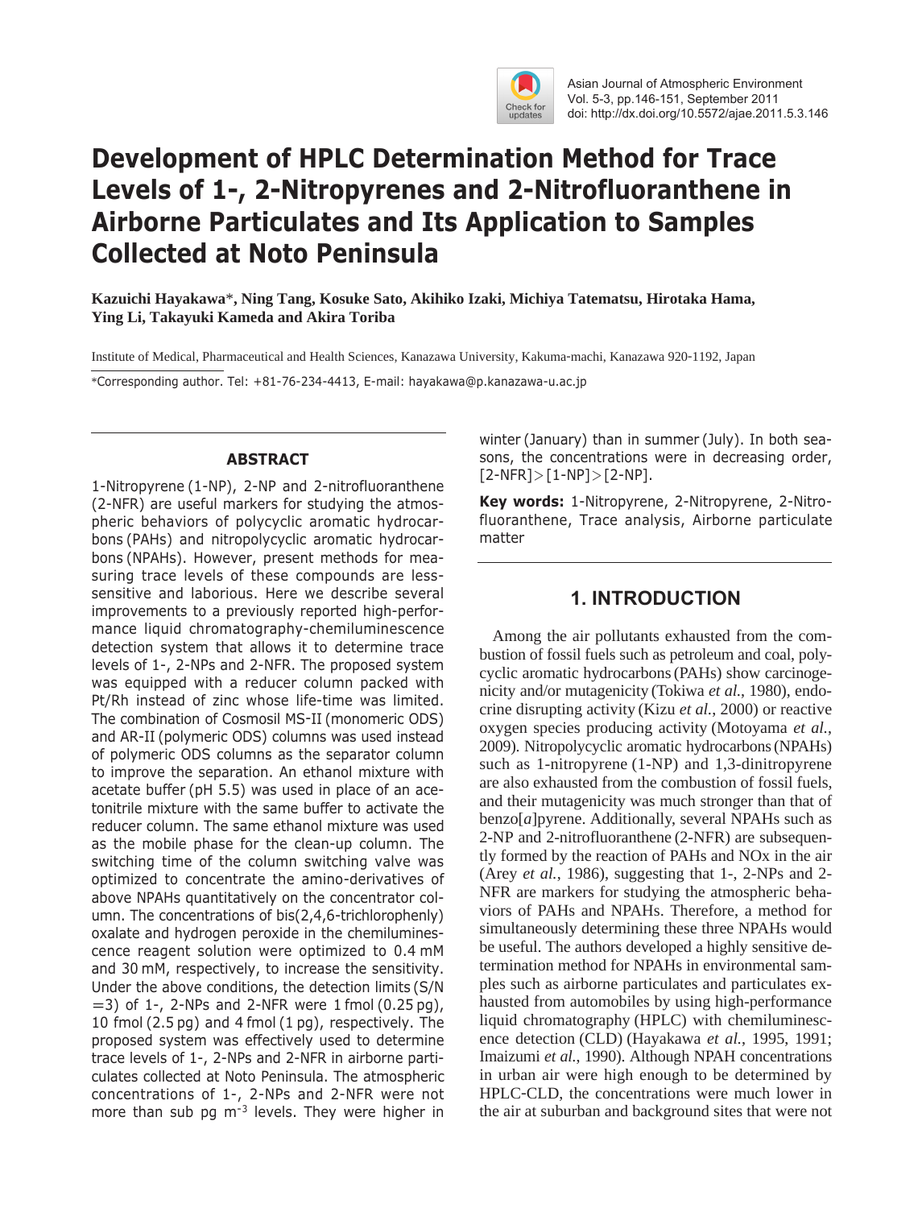Asian Journal of Atmospheric Environment
Vol. 5-3, pp.146-151, September 2011
doi: http://dx.doi.org/10.5572/ajae.2011.5.3.146

# Development of HPLC Determination Method for Trace Levels of 1-, 2-Nitropyrenes and 2-Nitrofluoranthene in Airborne Particulates and Its Application to Samples Collected at Noto Peninsula

**Kazuichi Hayakawa\*, Ning Tang, Kosuke Sato, Akihiko Izaki, Michiya Tatematsu, Hirotaka Hama, Ying Li, Takayuki Kameda and Akira Toriba**

Institute of Medical, Pharmaceutical and Health Sciences, Kanazawa University, Kakuma-machi, Kanazawa 920-1192, Japan

\*Corresponding author. Tel: +81-76-234-4413, E-mail: hayakawa@p.kanazawa-u.ac.jp

## ABSTRACT

1-Nitropyrene (1-NP), 2-NP and 2-nitrofluoranthene (2-NFR) are useful markers for studying the atmospheric behaviors of polycyclic aromatic hydrocarbons (PAHs) and nitropolycyclic aromatic hydrocarbons (NPAHs). However, present methods for measuring trace levels of these compounds are less-sensitive and laborious. Here we describe several improvements to a previously reported high-performance liquid chromatography-chemiluminescence detection system that allows it to determine trace levels of 1-, 2-NPs and 2-NFR. The proposed system was equipped with a reducer column packed with Pt/Rh instead of zinc whose life-time was limited. The combination of Cosmosil MS-II (monomeric ODS) and AR-II (polymeric ODS) columns was used instead of polymeric ODS columns as the separator column to improve the separation. An ethanol mixture with acetate buffer (pH 5.5) was used in place of an acetonitrile mixture with the same buffer to activate the reducer column. The same ethanol mixture was used as the mobile phase for the clean-up column. The switching time of the column switching valve was optimized to concentrate the amino-derivatives of above NPAHs quantitatively on the concentrator column. The concentrations of bis(2,4,6-trichlorophenly) oxalate and hydrogen peroxide in the chemiluminescence reagent solution were optimized to 0.4 mM and 30 mM, respectively, to increase the sensitivity. Under the above conditions, the detection limits (S/N =3) of 1-, 2-NPs and 2-NFR were 1 fmol (0.25 pg), 10 fmol (2.5 pg) and 4 fmol (1 pg), respectively. The proposed system was effectively used to determine trace levels of 1-, 2-NPs and 2-NFR in airborne particulates collected at Noto Peninsula. The atmospheric concentrations of 1-, 2-NPs and 2-NFR were not more than sub pg $m^{-3}$ levels. They were higher in winter (January) than in summer (July). In both seasons, the concentrations were in decreasing order, [2-NFR] > [1-NP] > [2-NP].

**Key words:** 1-Nitropyrene, 2-Nitropyrene, 2-Nitrofluoranthene, Trace analysis, Airborne particulate matter

## 1. INTRODUCTION

Among the air pollutants exhausted from the combustion of fossil fuels such as petroleum and coal, polycyclic aromatic hydrocarbons (PAHs) show carcinogenicity and/or mutagenicity (Tokiwa *et al.*, 1980), endocrine disrupting activity (Kizu *et al.*, 2000) or reactive oxygen species producing activity (Motoyama *et al.*, 2009). Nitropolycyclic aromatic hydrocarbons (NPAHs) such as 1-nitropyrene (1-NP) and 1,3-dinitropyrene are also exhausted from the combustion of fossil fuels, and their mutagenicity was much stronger than that of benzo[*a*]pyrene. Additionally, several NPAHs such as 2-NP and 2-nitrofluoranthene (2-NFR) are subsequently formed by the reaction of PAHs and NOx in the air (Arey *et al.*, 1986), suggesting that 1-, 2-NPs and 2-NFR are markers for studying the atmospheric behaviors of PAHs and NPAHs. Therefore, a method for simultaneously determining these three NPAHs would be useful. The authors developed a highly sensitive determination method for NPAHs in environmental samples such as airborne particulates and particulates exhausted from automobiles by using high-performance liquid chromatography (HPLC) with chemiluminescence detection (CLD) (Hayakawa *et al.*, 1995, 1991; Imaizumi *et al.*, 1990). Although NPAH concentrations in urban air were high enough to be determined by HPLC-CLD, the concentrations were much lower in the air at suburban and background sites that were not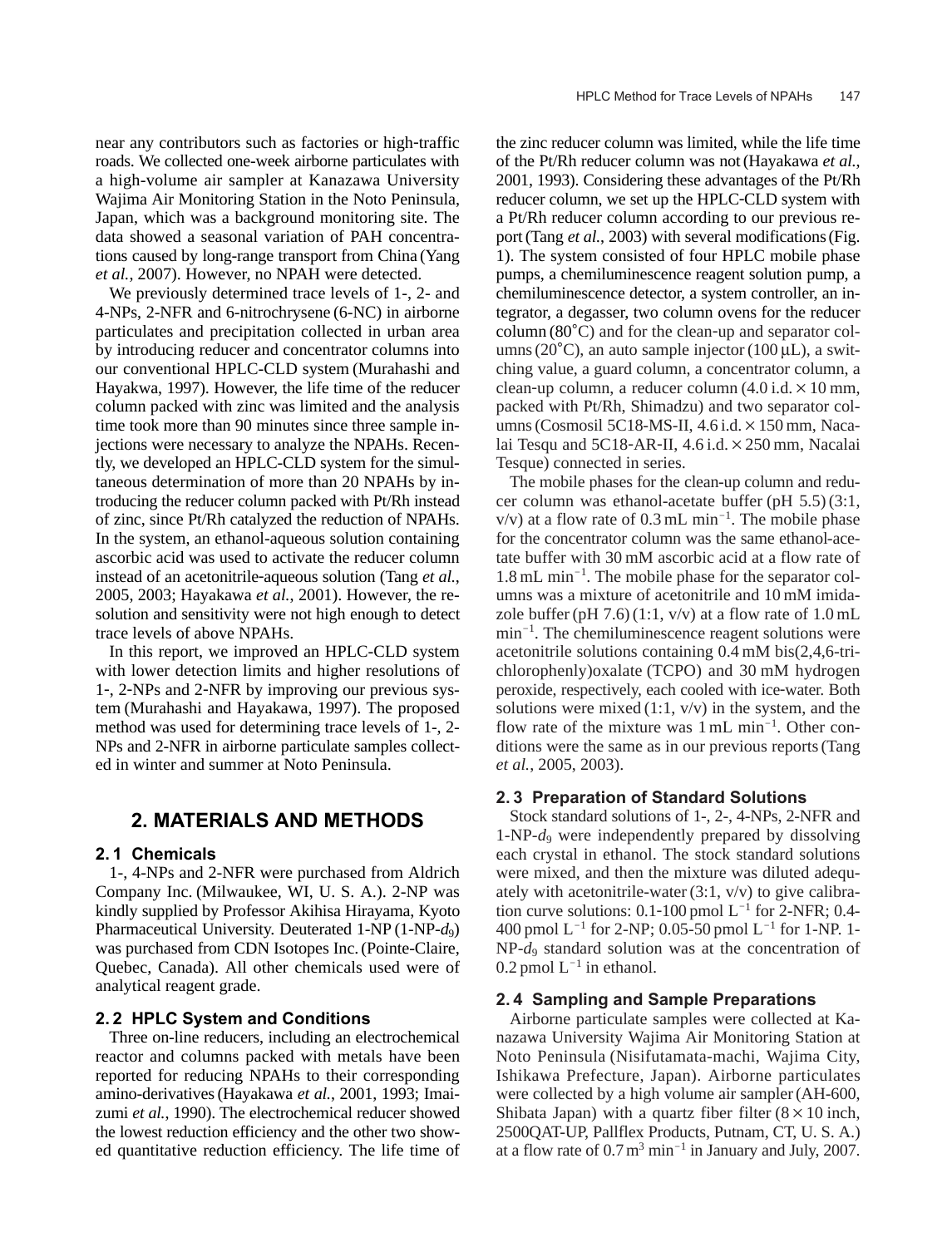near any contributors such as factories or high-traffic roads. We collected one-week airborne particulates with a high-volume air sampler at Kanazawa University Wajima Air Monitoring Station in the Noto Peninsula, Japan, which was a background monitoring site. The data showed a seasonal variation of PAH concentrations caused by long-range transport from China (Yang *et al.*, 2007). However, no NPAH were detected.

We previously determined trace levels of 1-, 2- and 4-NPs, 2-NFR and 6-nitrochrysene (6-NC) in airborne particulates and precipitation collected in urban area by introducing reducer and concentrator columns into our conventional HPLC-CLD system (Murahashi and Hayakwa, 1997). However, the life time of the reducer column packed with zinc was limited and the analysis time took more than 90 minutes since three sample injections were necessary to analyze the NPAHs. Recently, we developed an HPLC-CLD system for the simultaneous determination of more than 20 NPAHs by introducing the reducer column packed with Pt/Rh instead of zinc, since Pt/Rh catalyzed the reduction of NPAHs. In the system, an ethanol-aqueous solution containing ascorbic acid was used to activate the reducer column instead of an acetonitrile-aqueous solution (Tang *et al.*, 2005, 2003; Hayakawa *et al.*, 2001). However, the resolution and sensitivity were not high enough to detect trace levels of above NPAHs.

In this report, we improved an HPLC-CLD system with lower detection limits and higher resolutions of 1-, 2-NPs and 2-NFR by improving our previous system (Murahashi and Hayakawa, 1997). The proposed method was used for determining trace levels of 1-, 2-NPs and 2-NFR in airborne particulate samples collected in winter and summer at Noto Peninsula.

## 2. MATERIALS AND METHODS

### 2.1 Chemicals

1-, 4-NPs and 2-NFR were purchased from Aldrich Company Inc. (Milwaukee, WI, U. S. A.). 2-NP was kindly supplied by Professor Akihisa Hirayama, Kyoto Pharmaceutical University. Deuterated 1-NP (1-NP-$d_9$) was purchased from CDN Isotopes Inc. (Pointe-Claire, Quebec, Canada). All other chemicals used were of analytical reagent grade.

### 2.2 HPLC System and Conditions

Three on-line reducers, including an electrochemical reactor and columns packed with metals have been reported for reducing NPAHs to their corresponding amino-derivatives (Hayakawa *et al.*, 2001, 1993; Imaizumi *et al.*, 1990). The electrochemical reducer showed the lowest reduction efficiency and the other two showed quantitative reduction efficiency. The life time of the zinc reducer column was limited, while the life time of the Pt/Rh reducer column was not (Hayakawa *et al.*, 2001, 1993). Considering these advantages of the Pt/Rh reducer column, we set up the HPLC-CLD system with a Pt/Rh reducer column according to our previous report (Tang *et al.*, 2003) with several modifications (Fig. 1). The system consisted of four HPLC mobile phase pumps, a chemiluminescence reagent solution pump, a chemiluminescence detector, a system controller, an integrator, a degasser, two column ovens for the reducer column (80°C) and for the clean-up and separator columns (20°C), an auto sample injector (100 μL), a switching value, a guard column, a concentrator column, a clean-up column, a reducer column (4.0 i.d. × 10 mm, packed with Pt/Rh, Shimadzu) and two separator columns (Cosmosil 5C18-MS-II, 4.6 i.d. × 150 mm, Nacalai Tesqu and 5C18-AR-II, 4.6 i.d. × 250 mm, Nacalai Tesque) connected in series.

The mobile phases for the clean-up column and reducer column was ethanol-acetate buffer (pH 5.5) (3:1, v/v) at a flow rate of 0.3 mL $min^{-1}$. The mobile phase for the concentrator column was the same ethanol-acetate buffer with 30 mM ascorbic acid at a flow rate of 1.8 mL $min^{-1}$. The mobile phase for the separator columns was a mixture of acetonitrile and 10 mM imidazole buffer (pH 7.6) (1:1, v/v) at a flow rate of 1.0 mL $min^{-1}$. The chemiluminescence reagent solutions were acetonitrile solutions containing 0.4 mM bis(2,4,6-trichlorophenly)oxalate (TCPO) and 30 mM hydrogen peroxide, respectively, each cooled with ice-water. Both solutions were mixed (1:1, v/v) in the system, and the flow rate of the mixture was 1 mL $min^{-1}$. Other conditions were the same as in our previous reports (Tang *et al.*, 2005, 2003).

### 2.3 Preparation of Standard Solutions

Stock standard solutions of 1-, 2-, 4-NPs, 2-NFR and 1-NP-$d_9$ were independently prepared by dissolving each crystal in ethanol. The stock standard solutions were mixed, and then the mixture was diluted adequately with acetonitrile-water (3:1, v/v) to give calibration curve solutions: 0.1-100 pmol $L^{-1}$ for 2-NFR; 0.4-400 pmol $L^{-1}$ for 2-NP; 0.05-50 pmol $L^{-1}$ for 1-NP. 1-NP-$d_9$ standard solution was at the concentration of 0.2 pmol $L^{-1}$ in ethanol.

### 2.4 Sampling and Sample Preparations

Airborne particulate samples were collected at Kanazawa University Wajima Air Monitoring Station at Noto Peninsula (Nisifutamata-machi, Wajima City, Ishikawa Prefecture, Japan). Airborne particulates were collected by a high volume air sampler (AH-600, Shibata Japan) with a quartz fiber filter (8 × 10 inch, 2500QAT-UP, Pallflex Products, Putnam, CT, U. S. A.) at a flow rate of 0.7 $m^3$ $min^{-1}$ in January and July, 2007.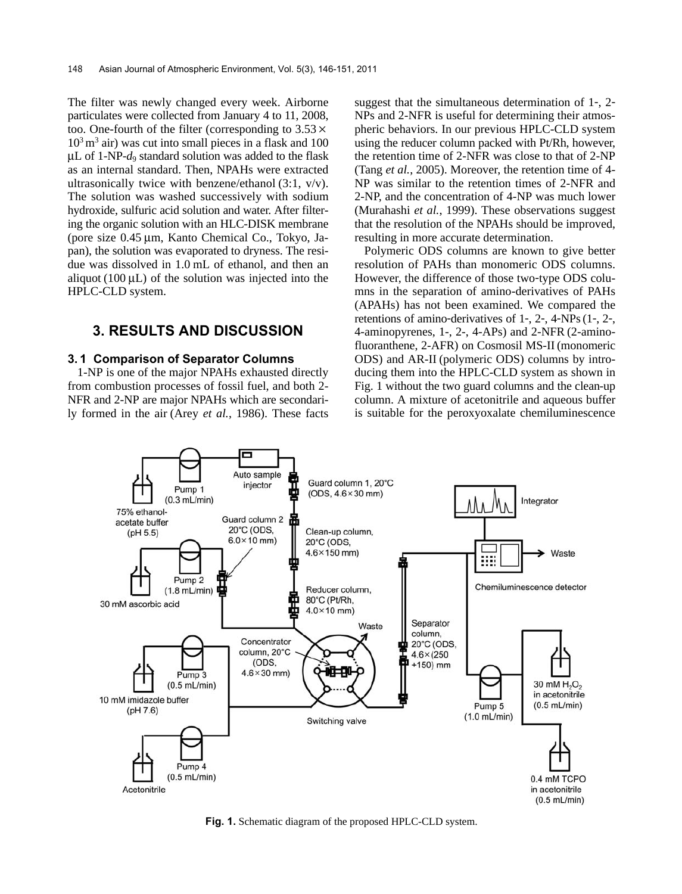The filter was newly changed every week. Airborne particulates were collected from January 4 to 11, 2008, too. One-fourth of the filter (corresponding to $3.53 \times 10^3$ $m^3$ air) was cut into small pieces in a flask and 100 μL of 1-NP-$d_9$ standard solution was added to the flask as an internal standard. Then, NPAHs were extracted ultrasonically twice with benzene/ethanol (3:1, v/v). The solution was washed successively with sodium hydroxide, sulfuric acid solution and water. After filtering the organic solution with an HLC-DISK membrane (pore size 0.45 μm, Kanto Chemical Co., Tokyo, Japan), the solution was evaporated to dryness. The residue was dissolved in 1.0 mL of ethanol, and then an aliquot (100 μL) of the solution was injected into the HPLC-CLD system.

## 3. RESULTS AND DISCUSSION

### 3. 1 Comparison of Separator Columns

1-NP is one of the major NPAHs exhausted directly from combustion processes of fossil fuel, and both 2-NFR and 2-NP are major NPAHs which are secondarily formed in the air (Arey *et al.*, 1986). These facts suggest that the simultaneous determination of 1-, 2-NPs and 2-NFR is useful for determining their atmospheric behaviors. In our previous HPLC-CLD system using the reducer column packed with Pt/Rh, however, the retention time of 2-NFR was close to that of 2-NP (Tang *et al.*, 2005). Moreover, the retention time of 4-NP was similar to the retention times of 2-NFR and 2-NP, and the concentration of 4-NP was much lower (Murahashi *et al.*, 1999). These observations suggest that the resolution of the NPAHs should be improved, resulting in more accurate determination.

Polymeric ODS columns are known to give better resolution of PAHs than monomeric ODS columns. However, the difference of those two-type ODS columns in the separation of amino-derivatives of PAHs (APAHs) has not been examined. We compared the retentions of amino-derivatives of 1-, 2-, 4-NPs (1-, 2-, 4-aminopyrenes, 1-, 2-, 4-APs) and 2-NFR (2-aminofluoranthene, 2-AFR) on Cosmosil MS-II (monomeric ODS) and AR-II (polymeric ODS) columns by introducing them into the HPLC-CLD system as shown in Fig. 1 without the two guard columns and the clean-up column. A mixture of acetonitrile and aqueous buffer is suitable for the peroxyoxalate chemiluminescence

Pump 1 (0.3 mL/min)
75% ethanol-acetate buffer (pH 5.5)
Auto sample injector
Guard column 1, 20°C (ODS, 4.6×30 mm)
Guard column 2 20°C (ODS, 6.0×10 mm)
Clean-up column, 20°C (ODS, 4.6×150 mm)
Pump 2 (1.8 mL/min)
30 mM ascorbic acid
Reducer column, 80°C (Pt/Rh, 4.0×10 mm)
Integrator
Chemiluminescence detector
Waste
Concentrator column, 20°C (ODS, 4.6×30 mm)
Waste
Separator column, 20°C (ODS, 4.6×(250+150) mm
Pump 3 (0.5 mL/min)
10 mM imidazole buffer (pH 7.6)
Switching valve
Pump 5 (1.0 mL/min)
30 mM $H_2O_2$ in acetonitrile (0.5 mL/min)
Pump 4 (0.5 mL/min)
Acetonitrile
0.4 mM TCPO in acetonitrile (0.5 mL/min)

**Fig. 1.** Schematic diagram of the proposed HPLC-CLD system.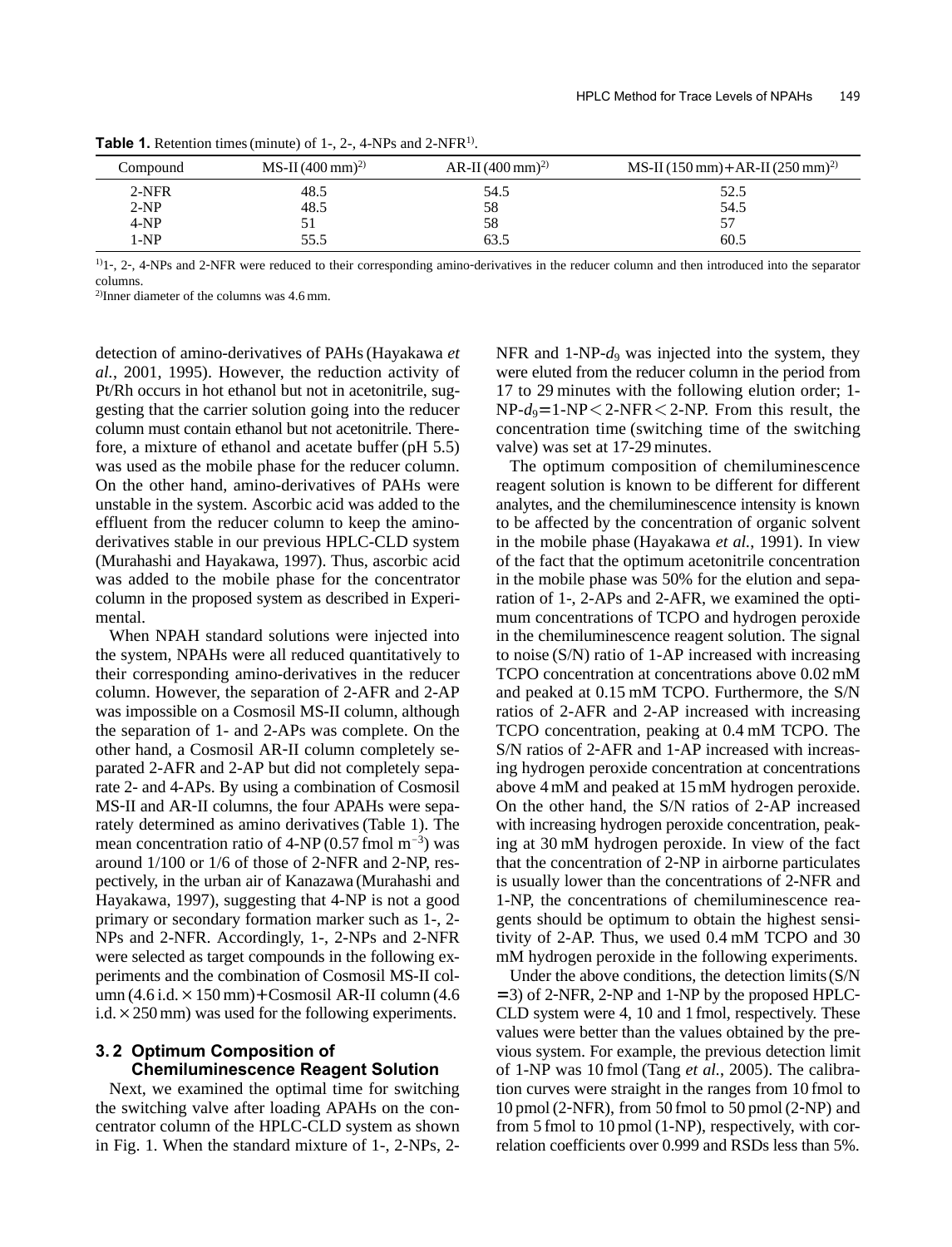**Table 1.** Retention times (minute) of 1-, 2-, 4-NPs and 2-NFR[1).

| Compound | MS-II (400 mm)[2)] | AR-II (400 mm)[2)] | MS-II (150 mm)+AR-II (250 mm)[2)] |
|---|---|---|---|
| 2-NFR | 48.5 | 54.5 | 52.5 |
| 2-NP | 48.5 | 58 | 54.5 |
| 4-NP | 51 | 58 | 57 |
| 1-NP | 55.5 | 63.5 | 60.5 |

[1)] 1-, 2-, 4-NPs and 2-NFR were reduced to their corresponding amino-derivatives in the reducer column and then introduced into the separator columns.
[2)] Inner diameter of the columns was 4.6 mm.

detection of amino-derivatives of PAHs (Hayakawa *et al.*, 2001, 1995). However, the reduction activity of Pt/Rh occurs in hot ethanol but not in acetonitrile, suggesting that the carrier solution going into the reducer column must contain ethanol but not acetonitrile. Therefore, a mixture of ethanol and acetate buffer (pH 5.5) was used as the mobile phase for the reducer column. On the other hand, amino-derivatives of PAHs were unstable in the system. Ascorbic acid was added to the effluent from the reducer column to keep the amino-derivatives stable in our previous HPLC-CLD system (Murahashi and Hayakawa, 1997). Thus, ascorbic acid was added to the mobile phase for the concentrator column in the proposed system as described in Experimental.

When NPAH standard solutions were injected into the system, NPAHs were all reduced quantitatively to their corresponding amino-derivatives in the reducer column. However, the separation of 2-AFR and 2-AP was impossible on a Cosmosil MS-II column, although the separation of 1- and 2-APs was complete. On the other hand, a Cosmosil AR-II column completely separated 2-AFR and 2-AP but did not completely separate 2- and 4-APs. By using a combination of Cosmosil MS-II and AR-II columns, the four APAHs were separately determined as amino derivatives (Table 1). The mean concentration ratio of 4-NP (0.57 fmol $m^{-3}$) was around 1/100 or 1/6 of those of 2-NFR and 2-NP, respectively, in the urban air of Kanazawa (Murahashi and Hayakawa, 1997), suggesting that 4-NP is not a good primary or secondary formation marker such as 1-, 2-NPs and 2-NFR. Accordingly, 1-, 2-NPs and 2-NFR were selected as target compounds in the following experiments and the combination of Cosmosil MS-II column (4.6 i.d. × 150 mm)+Cosmosil AR-II column (4.6 i.d. × 250 mm) was used for the following experiments.

## 3.2 Optimum Composition of Chemiluminescence Reagent Solution

Next, we examined the optimal time for switching the switching valve after loading APAHs on the concentrator column of the HPLC-CLD system as shown in Fig. 1. When the standard mixture of 1-, 2-NPs, 2-NFR and 1-NP-$d_9$ was injected into the system, they were eluted from the reducer column in the period from 17 to 29 minutes with the following elution order; 1-NP-$d_9$=1-NP < 2-NFR < 2-NP. From this result, the concentration time (switching time of the switching valve) was set at 17-29 minutes.

The optimum composition of chemiluminescence reagent solution is known to be different for different analytes, and the chemiluminescence intensity is known to be affected by the concentration of organic solvent in the mobile phase (Hayakawa *et al.*, 1991). In view of the fact that the optimum acetonitrile concentration in the mobile phase was 50% for the elution and separation of 1-, 2-APs and 2-AFR, we examined the optimum concentrations of TCPO and hydrogen peroxide in the chemiluminescence reagent solution. The signal to noise (S/N) ratio of 1-AP increased with increasing TCPO concentration at concentrations above 0.02 mM and peaked at 0.15 mM TCPO. Furthermore, the S/N ratios of 2-AFR and 2-AP increased with increasing TCPO concentration, peaking at 0.4 mM TCPO. The S/N ratios of 2-AFR and 1-AP increased with increasing hydrogen peroxide concentration at concentrations above 4 mM and peaked at 15 mM hydrogen peroxide. On the other hand, the S/N ratios of 2-AP increased with increasing hydrogen peroxide concentration, peaking at 30 mM hydrogen peroxide. In view of the fact that the concentration of 2-NP in airborne particulates is usually lower than the concentrations of 2-NFR and 1-NP, the concentrations of chemiluminescence reagents should be optimum to obtain the highest sensitivity of 2-AP. Thus, we used 0.4 mM TCPO and 30 mM hydrogen peroxide in the following experiments.

Under the above conditions, the detection limits (S/N = 3) of 2-NFR, 2-NP and 1-NP by the proposed HPLC-CLD system were 4, 10 and 1 fmol, respectively. These values were better than the values obtained by the previous system. For example, the previous detection limit of 1-NP was 10 fmol (Tang *et al.*, 2005). The calibration curves were straight in the ranges from 10 fmol to 10 pmol (2-NFR), from 50 fmol to 50 pmol (2-NP) and from 5 fmol to 10 pmol (1-NP), respectively, with correlation coefficients over 0.999 and RSDs less than 5%.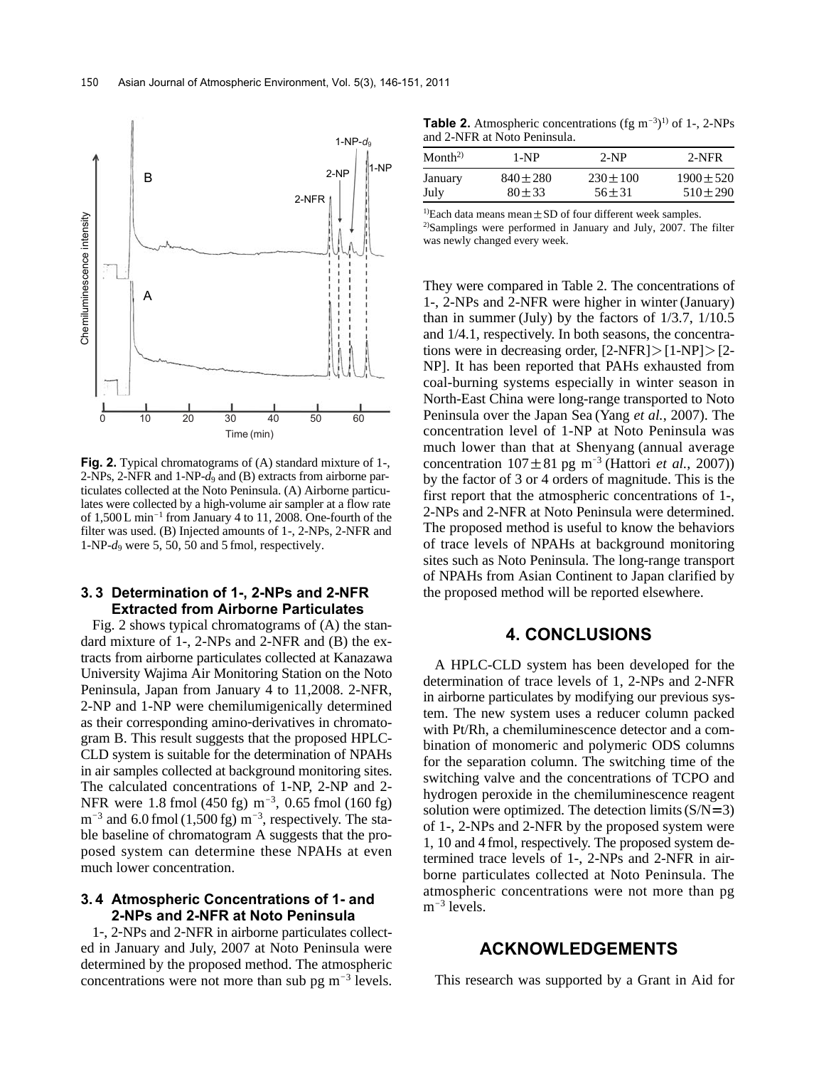B

A

1-NP-$d_9$

2-NP

1-NP

2-NFR

Chemiluminescence intensity

0 10 20 30 40 50 60

Time (min)

**Fig. 2.** Typical chromatograms of (A) standard mixture of 1-, 2-NPs, 2-NFR and 1-NP-$d_9$ and (B) extracts from airborne particulates collected at the Noto Peninsula. (A) Airborne particulates were collected by a high-volume air sampler at a flow rate of 1,500 L $min^{-1}$ from January 4 to 11, 2008. One-fourth of the filter was used. (B) Injected amounts of 1-, 2-NPs, 2-NFR and 1-NP-$d_9$ were 5, 50, 50 and 5 fmol, respectively.

### 3. 3 Determination of 1-, 2-NPs and 2-NFR Extracted from Airborne Particulates

Fig. 2 shows typical chromatograms of (A) the standard mixture of 1-, 2-NPs and 2-NFR and (B) the extracts from airborne particulates collected at Kanazawa University Wajima Air Monitoring Station on the Noto Peninsula, Japan from January 4 to 11,2008. 2-NFR, 2-NP and 1-NP were chemilumigenically determined as their corresponding amino-derivatives in chromatogram B. This result suggests that the proposed HPLC-CLD system is suitable for the determination of NPAHs in air samples collected at background monitoring sites. The calculated concentrations of 1-NP, 2-NP and 2-NFR were 1.8 fmol (450 fg) $m^{-3}$, 0.65 fmol (160 fg) $m^{-3}$ and 6.0 fmol (1,500 fg) $m^{-3}$, respectively. The stable baseline of chromatogram A suggests that the proposed system can determine these NPAHs at even much lower concentration.

### 3. 4 Atmospheric Concentrations of 1- and 2-NPs and 2-NFR at Noto Peninsula

1-, 2-NPs and 2-NFR in airborne particulates collected in January and July, 2007 at Noto Peninsula were determined by the proposed method. The atmospheric concentrations were not more than sub pg $m^{-3}$ levels. They were compared in Table 2. The concentrations of 1-, 2-NPs and 2-NFR were higher in winter (January) than in summer (July) by the factors of 1/3.7, 1/10.5 and 1/4.1, respectively. In both seasons, the concentrations were in decreasing order, [2-NFR] > [1-NP] > [2-NP]. It has been reported that PAHs exhausted from coal-burning systems especially in winter season in North-East China were long-range transported to Noto Peninsula over the Japan Sea (Yang *et al.*, 2007). The concentration level of 1-NP at Noto Peninsula was much lower than that at Shenyang (annual average concentration 107 ± 81 pg $m^{-3}$ (Hattori *et al.*, 2007)) by the factor of 3 or 4 orders of magnitude. This is the first report that the atmospheric concentrations of 1-, 2-NPs and 2-NFR at Noto Peninsula were determined. The proposed method is useful to know the behaviors of trace levels of NPAHs at background monitoring sites such as Noto Peninsula. The long-range transport of NPAHs from Asian Continent to Japan clarified by the proposed method will be reported elsewhere.

**Table 2.** Atmospheric concentrations (fg $m^{-3}$)[1)] of 1-, 2-NPs and 2-NFR at Noto Peninsula.

| Month[2)] | 1-NP | 2-NP | 2-NFR |
|---|---|---|---|
| January | 840 ± 280 | 230 ± 100 | 1900 ± 520 |
| July | 80 ± 33 | 56 ± 31 | 510 ± 290 |

[1)]Each data means mean ± SD of four different week samples.
[2)]Samplings were performed in January and July, 2007. The filter was newly changed every week.

## 4. CONCLUSIONS

A HPLC-CLD system has been developed for the determination of trace levels of 1, 2-NPs and 2-NFR in airborne particulates by modifying our previous system. The new system uses a reducer column packed with Pt/Rh, a chemiluminescence detector and a combination of monomeric and polymeric ODS columns for the separation column. The switching time of the switching valve and the concentrations of TCPO and hydrogen peroxide in the chemiluminescence reagent solution were optimized. The detection limits (S/N = 3) of 1-, 2-NPs and 2-NFR by the proposed system were 1, 10 and 4 fmol, respectively. The proposed system determined trace levels of 1-, 2-NPs and 2-NFR in airborne particulates collected at Noto Peninsula. The atmospheric concentrations were not more than pg $m^{-3}$ levels.

## ACKNOWLEDGEMENTS

This research was supported by a Grant in Aid for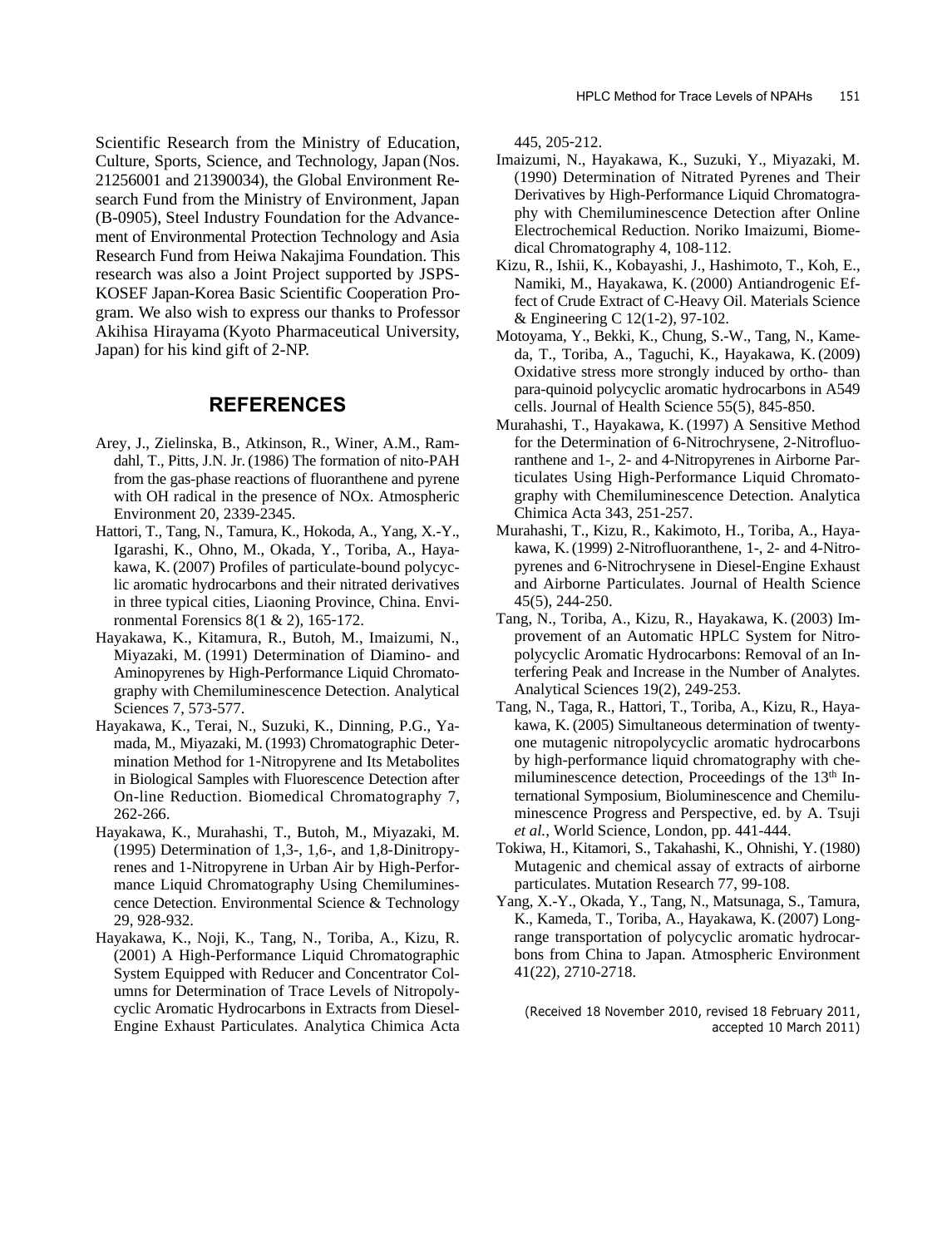Scientific Research from the Ministry of Education, Culture, Sports, Science, and Technology, Japan (Nos. 21256001 and 21390034), the Global Environment Research Fund from the Ministry of Environment, Japan (B-0905), Steel Industry Foundation for the Advancement of Environmental Protection Technology and Asia Research Fund from Heiwa Nakajima Foundation. This research was also a Joint Project supported by JSPS-KOSEF Japan-Korea Basic Scientific Cooperation Program. We also wish to express our thanks to Professor Akihisa Hirayama (Kyoto Pharmaceutical University, Japan) for his kind gift of 2-NP.

## REFERENCES

Arey, J., Zielinska, B., Atkinson, R., Winer, A.M., Ramdahl, T., Pitts, J.N. Jr. (1986) The formation of nito-PAH from the gas-phase reactions of fluoranthene and pyrene with OH radical in the presence of NOx. Atmospheric Environment 20, 2339-2345.

Hattori, T., Tang, N., Tamura, K., Hokoda, A., Yang, X.-Y., Igarashi, K., Ohno, M., Okada, Y., Toriba, A., Hayakawa, K. (2007) Profiles of particulate-bound polycyclic aromatic hydrocarbons and their nitrated derivatives in three typical cities, Liaoning Province, China. Environmental Forensics 8(1 & 2), 165-172.

Hayakawa, K., Kitamura, R., Butoh, M., Imaizumi, N., Miyazaki, M. (1991) Determination of Diamino- and Aminopyrenes by High-Performance Liquid Chromatography with Chemiluminescence Detection. Analytical Sciences 7, 573-577.

Hayakawa, K., Terai, N., Suzuki, K., Dinning, P.G., Yamada, M., Miyazaki, M. (1993) Chromatographic Determination Method for 1-Nitropyrene and Its Metabolites in Biological Samples with Fluorescence Detection after On-line Reduction. Biomedical Chromatography 7, 262-266.

Hayakawa, K., Murahashi, T., Butoh, M., Miyazaki, M. (1995) Determination of 1,3-, 1,6-, and 1,8-Dinitropyrenes and 1-Nitropyrene in Urban Air by High-Performance Liquid Chromatography Using Chemiluminescence Detection. Environmental Science & Technology 29, 928-932.

Hayakawa, K., Noji, K., Tang, N., Toriba, A., Kizu, R. (2001) A High-Performance Liquid Chromatographic System Equipped with Reducer and Concentrator Columns for Determination of Trace Levels of Nitropolycyclic Aromatic Hydrocarbons in Extracts from Diesel-Engine Exhaust Particulates. Analytica Chimica Acta 445, 205-212.

Imaizumi, N., Hayakawa, K., Suzuki, Y., Miyazaki, M. (1990) Determination of Nitrated Pyrenes and Their Derivatives by High-Performance Liquid Chromatography with Chemiluminescence Detection after Online Electrochemical Reduction. Noriko Imaizumi, Biomedical Chromatography 4, 108-112.

Kizu, R., Ishii, K., Kobayashi, J., Hashimoto, T., Koh, E., Namiki, M., Hayakawa, K. (2000) Antiandrogenic Effect of Crude Extract of C-Heavy Oil. Materials Science & Engineering C 12(1-2), 97-102.

Motoyama, Y., Bekki, K., Chung, S.-W., Tang, N., Kameda, T., Toriba, A., Taguchi, K., Hayakawa, K. (2009) Oxidative stress more strongly induced by ortho- than para-quinoid polycyclic aromatic hydrocarbons in A549 cells. Journal of Health Science 55(5), 845-850.

Murahashi, T., Hayakawa, K. (1997) A Sensitive Method for the Determination of 6-Nitrochrysene, 2-Nitrofluoranthene and 1-, 2- and 4-Nitropyrenes in Airborne Particulates Using High-Performance Liquid Chromatography with Chemiluminescence Detection. Analytica Chimica Acta 343, 251-257.

Murahashi, T., Kizu, R., Kakimoto, H., Toriba, A., Hayakawa, K. (1999) 2-Nitrofluoranthene, 1-, 2- and 4-Nitropyrenes and 6-Nitrochrysene in Diesel-Engine Exhaust and Airborne Particulates. Journal of Health Science 45(5), 244-250.

Tang, N., Toriba, A., Kizu, R., Hayakawa, K. (2003) Improvement of an Automatic HPLC System for Nitropolycyclic Aromatic Hydrocarbons: Removal of an Interfering Peak and Increase in the Number of Analytes. Analytical Sciences 19(2), 249-253.

Tang, N., Taga, R., Hattori, T., Toriba, A., Kizu, R., Hayakawa, K. (2005) Simultaneous determination of twenty-one mutagenic nitropolycyclic aromatic hydrocarbons by high-performance liquid chromatography with chemiluminescence detection, Proceedings of the 13th International Symposium, Bioluminescence and Chemiluminescence Progress and Perspective, ed. by A. Tsuji *et al.*, World Science, London, pp. 441-444.

Tokiwa, H., Kitamori, S., Takahashi, K., Ohnishi, Y. (1980) Mutagenic and chemical assay of extracts of airborne particulates. Mutation Research 77, 99-108.

Yang, X.-Y., Okada, Y., Tang, N., Matsunaga, S., Tamura, K., Kameda, T., Toriba, A., Hayakawa, K. (2007) Long-range transportation of polycyclic aromatic hydrocarbons from China to Japan. Atmospheric Environment 41(22), 2710-2718.

(Received 18 November 2010, revised 18 February 2011, accepted 10 March 2011)